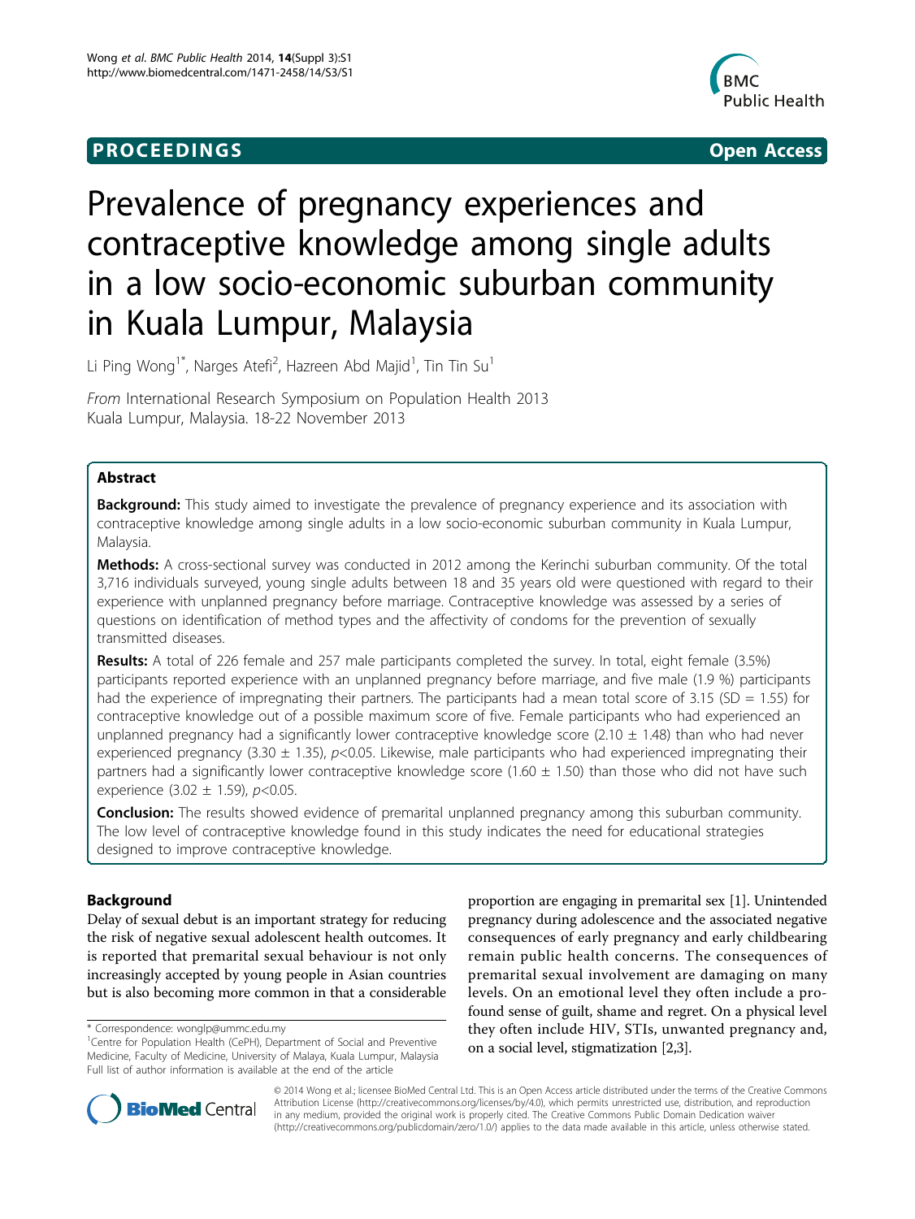**PROCEEDINGS** **Open Access**

# Prevalence of pregnancy experiences and contraceptive knowledge among single adults in a low socio-economic suburban community in Kuala Lumpur, Malaysia

Li Ping Wong[1*], Narges Atefi[2], Hazreen Abd Majid[1], Tin Tin Su[1]

*From* International Research Symposium on Population Health 2013
Kuala Lumpur, Malaysia. 18-22 November 2013

## Abstract

**Background:** This study aimed to investigate the prevalence of pregnancy experience and its association with contraceptive knowledge among single adults in a low socio-economic suburban community in Kuala Lumpur, Malaysia.

**Methods:** A cross-sectional survey was conducted in 2012 among the Kerinchi suburban community. Of the total 3,716 individuals surveyed, young single adults between 18 and 35 years old were questioned with regard to their experience with unplanned pregnancy before marriage. Contraceptive knowledge was assessed by a series of questions on identification of method types and the affectivity of condoms for the prevention of sexually transmitted diseases.

**Results:** A total of 226 female and 257 male participants completed the survey. In total, eight female (3.5%) participants reported experience with an unplanned pregnancy before marriage, and five male (1.9 %) participants had the experience of impregnating their partners. The participants had a mean total score of 3.15 (SD = 1.55) for contraceptive knowledge out of a possible maximum score of five. Female participants who had experienced an unplanned pregnancy had a significantly lower contraceptive knowledge score (2.10 ± 1.48) than who had never experienced pregnancy (3.30 ± 1.35), $p<0.05$. Likewise, male participants who had experienced impregnating their partners had a significantly lower contraceptive knowledge score (1.60 ± 1.50) than those who did not have such experience (3.02 ± 1.59), $p<0.05$.

**Conclusion:** The results showed evidence of premarital unplanned pregnancy among this suburban community. The low level of contraceptive knowledge found in this study indicates the need for educational strategies designed to improve contraceptive knowledge.

## Background

Delay of sexual debut is an important strategy for reducing the risk of negative sexual adolescent health outcomes. It is reported that premarital sexual behaviour is not only increasingly accepted by young people in Asian countries but is also becoming more common in that a considerable proportion are engaging in premarital sex [1]. Unintended pregnancy during adolescence and the associated negative consequences of early pregnancy and early childbearing remain public health concerns. The consequences of premarital sexual involvement are damaging on many levels. On an emotional level they often include a profound sense of guilt, shame and regret. On a physical level they often include HIV, STIs, unwanted pregnancy and, on a social level, stigmatization [2,3].

\* Correspondence: wonglp@ummc.edu.my
[1]Centre for Population Health (CePH), Department of Social and Preventive Medicine, Faculty of Medicine, University of Malaya, Kuala Lumpur, Malaysia
Full list of author information is available at the end of the article

© 2014 Wong et al.; licensee BioMed Central Ltd. This is an Open Access article distributed under the terms of the Creative Commons Attribution License (http://creativecommons.org/licenses/by/4.0), which permits unrestricted use, distribution, and reproduction in any medium, provided the original work is properly cited. The Creative Commons Public Domain Dedication waiver (http://creativecommons.org/publicdomain/zero/1.0/) applies to the data made available in this article, unless otherwise stated.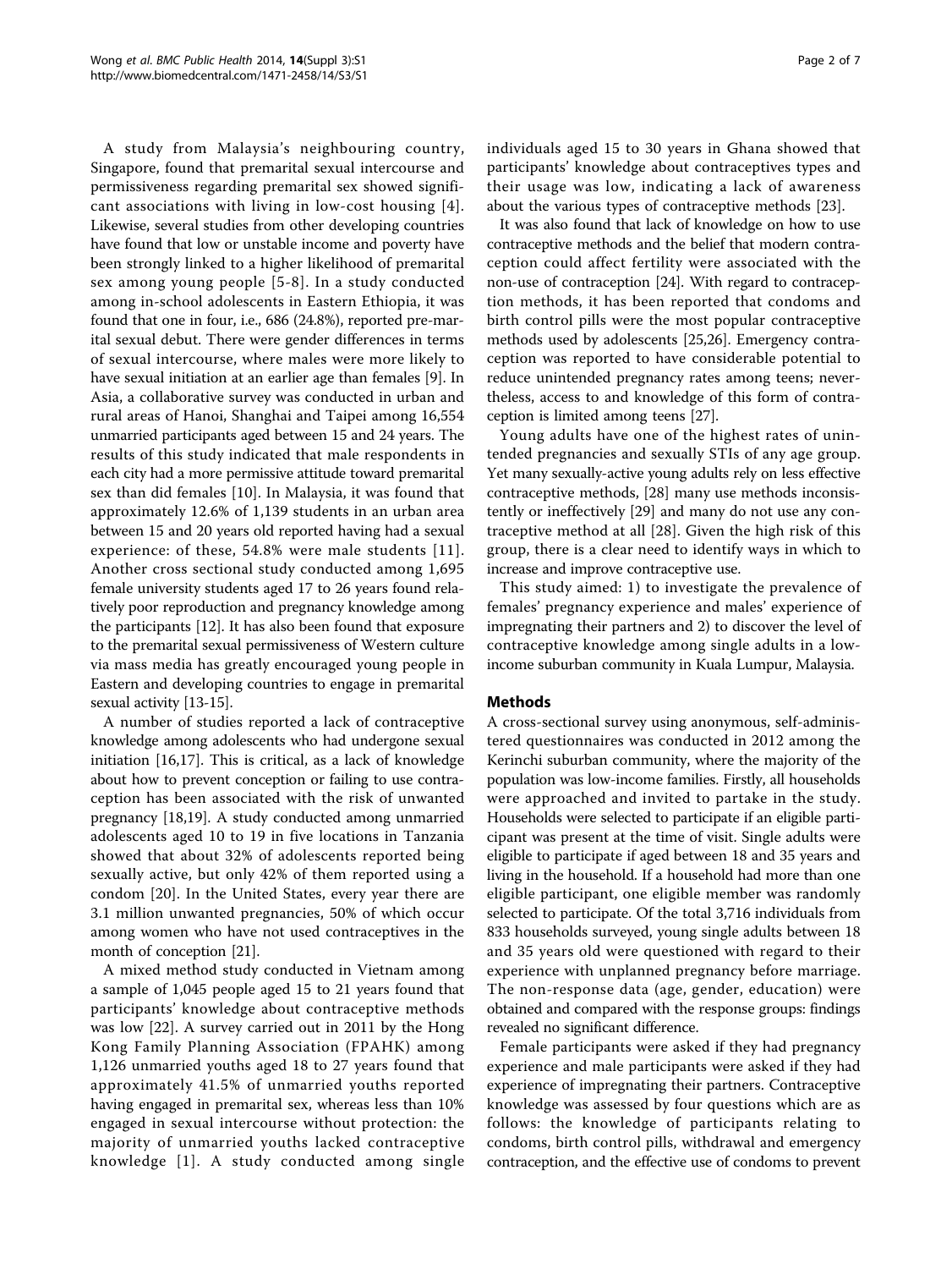A study from Malaysia's neighbouring country, Singapore, found that premarital sexual intercourse and permissiveness regarding premarital sex showed significant associations with living in low-cost housing [4]. Likewise, several studies from other developing countries have found that low or unstable income and poverty have been strongly linked to a higher likelihood of premarital sex among young people [5-8]. In a study conducted among in-school adolescents in Eastern Ethiopia, it was found that one in four, i.e., 686 (24.8%), reported pre-marital sexual debut. There were gender differences in terms of sexual intercourse, where males were more likely to have sexual initiation at an earlier age than females [9]. In Asia, a collaborative survey was conducted in urban and rural areas of Hanoi, Shanghai and Taipei among 16,554 unmarried participants aged between 15 and 24 years. The results of this study indicated that male respondents in each city had a more permissive attitude toward premarital sex than did females [10]. In Malaysia, it was found that approximately 12.6% of 1,139 students in an urban area between 15 and 20 years old reported having had a sexual experience: of these, 54.8% were male students [11]. Another cross sectional study conducted among 1,695 female university students aged 17 to 26 years found relatively poor reproduction and pregnancy knowledge among the participants [12]. It has also been found that exposure to the premarital sexual permissiveness of Western culture via mass media has greatly encouraged young people in Eastern and developing countries to engage in premarital sexual activity [13-15].

A number of studies reported a lack of contraceptive knowledge among adolescents who had undergone sexual initiation [16,17]. This is critical, as a lack of knowledge about how to prevent conception or failing to use contraception has been associated with the risk of unwanted pregnancy [18,19]. A study conducted among unmarried adolescents aged 10 to 19 in five locations in Tanzania showed that about 32% of adolescents reported being sexually active, but only 42% of them reported using a condom [20]. In the United States, every year there are 3.1 million unwanted pregnancies, 50% of which occur among women who have not used contraceptives in the month of conception [21].

A mixed method study conducted in Vietnam among a sample of 1,045 people aged 15 to 21 years found that participants' knowledge about contraceptive methods was low [22]. A survey carried out in 2011 by the Hong Kong Family Planning Association (FPAHK) among 1,126 unmarried youths aged 18 to 27 years found that approximately 41.5% of unmarried youths reported having engaged in premarital sex, whereas less than 10% engaged in sexual intercourse without protection: the majority of unmarried youths lacked contraceptive knowledge [1]. A study conducted among single individuals aged 15 to 30 years in Ghana showed that participants' knowledge about contraceptives types and their usage was low, indicating a lack of awareness about the various types of contraceptive methods [23].

It was also found that lack of knowledge on how to use contraceptive methods and the belief that modern contraception could affect fertility were associated with the non-use of contraception [24]. With regard to contraception methods, it has been reported that condoms and birth control pills were the most popular contraceptive methods used by adolescents [25,26]. Emergency contraception was reported to have considerable potential to reduce unintended pregnancy rates among teens; nevertheless, access to and knowledge of this form of contraception is limited among teens [27].

Young adults have one of the highest rates of unintended pregnancies and sexually STIs of any age group. Yet many sexually-active young adults rely on less effective contraceptive methods, [28] many use methods inconsistently or ineffectively [29] and many do not use any contraceptive method at all [28]. Given the high risk of this group, there is a clear need to identify ways in which to increase and improve contraceptive use.

This study aimed: 1) to investigate the prevalence of females' pregnancy experience and males' experience of impregnating their partners and 2) to discover the level of contraceptive knowledge among single adults in a low-income suburban community in Kuala Lumpur, Malaysia.

## Methods

A cross-sectional survey using anonymous, self-administered questionnaires was conducted in 2012 among the Kerinchi suburban community, where the majority of the population was low-income families. Firstly, all households were approached and invited to partake in the study. Households were selected to participate if an eligible participant was present at the time of visit. Single adults were eligible to participate if aged between 18 and 35 years and living in the household. If a household had more than one eligible participant, one eligible member was randomly selected to participate. Of the total 3,716 individuals from 833 households surveyed, young single adults between 18 and 35 years old were questioned with regard to their experience with unplanned pregnancy before marriage. The non-response data (age, gender, education) were obtained and compared with the response groups: findings revealed no significant difference.

Female participants were asked if they had pregnancy experience and male participants were asked if they had experience of impregnating their partners. Contraceptive knowledge was assessed by four questions which are as follows: the knowledge of participants relating to condoms, birth control pills, withdrawal and emergency contraception, and the effective use of condoms to prevent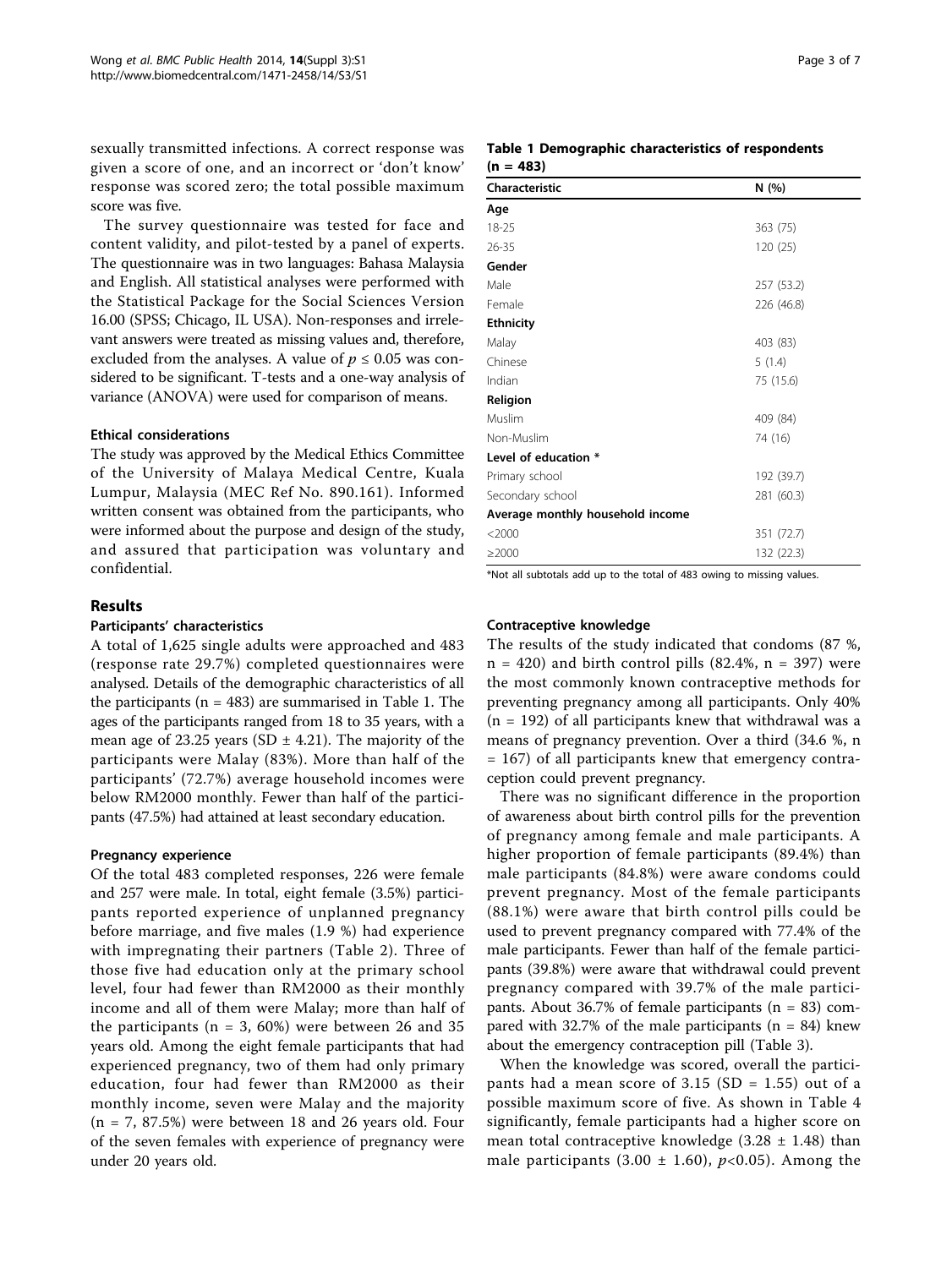sexually transmitted infections. A correct response was given a score of one, and an incorrect or 'don't know' response was scored zero; the total possible maximum score was five.

The survey questionnaire was tested for face and content validity, and pilot-tested by a panel of experts. The questionnaire was in two languages: Bahasa Malaysia and English. All statistical analyses were performed with the Statistical Package for the Social Sciences Version 16.00 (SPSS; Chicago, IL USA). Non-responses and irrelevant answers were treated as missing values and, therefore, excluded from the analyses. A value of $p \leq 0.05$ was considered to be significant. T-tests and a one-way analysis of variance (ANOVA) were used for comparison of means.

### Ethical considerations

The study was approved by the Medical Ethics Committee of the University of Malaya Medical Centre, Kuala Lumpur, Malaysia (MEC Ref No. 890.161). Informed written consent was obtained from the participants, who were informed about the purpose and design of the study, and assured that participation was voluntary and confidential.

## Results

### Participants' characteristics

A total of 1,625 single adults were approached and 483 (response rate 29.7%) completed questionnaires were analysed. Details of the demographic characteristics of all the participants (n = 483) are summarised in Table 1. The ages of the participants ranged from 18 to 35 years, with a mean age of 23.25 years (SD ± 4.21). The majority of the participants were Malay (83%). More than half of the participants' (72.7%) average household incomes were below RM2000 monthly. Fewer than half of the participants (47.5%) had attained at least secondary education.

**Table 1 Demographic characteristics of respondents (n = 483)**

| Characteristic | N (%) |
|---|---|
| **Age** | |
| 18-25 | 363 (75) |
| 26-35 | 120 (25) |
| **Gender** | |
| Male | 257 (53.2) |
| Female | 226 (46.8) |
| **Ethnicity** | |
| Malay | 403 (83) |
| Chinese | 5 (1.4) |
| Indian | 75 (15.6) |
| **Religion** | |
| Muslim | 409 (84) |
| Non-Muslim | 74 (16) |
| **Level of education** * | |
| Primary school | 192 (39.7) |
| Secondary school | 281 (60.3) |
| **Average monthly household income** | |
| <2000 | 351 (72.7) |
| ≥2000 | 132 (22.3) |

*Not all subtotals add up to the total of 483 owing to missing values.

### Pregnancy experience

Of the total 483 completed responses, 226 were female and 257 were male. In total, eight female (3.5%) participants reported experience of unplanned pregnancy before marriage, and five males (1.9 %) had experience with impregnating their partners (Table 2). Three of those five had education only at the primary school level, four had fewer than RM2000 as their monthly income and all of them were Malay; more than half of the participants (n = 3, 60%) were between 26 and 35 years old. Among the eight female participants that had experienced pregnancy, two of them had only primary education, four had fewer than RM2000 as their monthly income, seven were Malay and the majority (n = 7, 87.5%) were between 18 and 26 years old. Four of the seven females with experience of pregnancy were under 20 years old.

### Contraceptive knowledge

The results of the study indicated that condoms (87 %, n = 420) and birth control pills (82.4%, n = 397) were the most commonly known contraceptive methods for preventing pregnancy among all participants. Only 40% (n = 192) of all participants knew that withdrawal was a means of pregnancy prevention. Over a third (34.6 %, n = 167) of all participants knew that emergency contraception could prevent pregnancy.

There was no significant difference in the proportion of awareness about birth control pills for the prevention of pregnancy among female and male participants. A higher proportion of female participants (89.4%) than male participants (84.8%) were aware condoms could prevent pregnancy. Most of the female participants (88.1%) were aware that birth control pills could be used to prevent pregnancy compared with 77.4% of the male participants. Fewer than half of the female participants (39.8%) were aware that withdrawal could prevent pregnancy compared with 39.7% of the male participants. About 36.7% of female participants (n = 83) compared with 32.7% of the male participants (n = 84) knew about the emergency contraception pill (Table 3).

When the knowledge was scored, overall the participants had a mean score of 3.15 (SD = 1.55) out of a possible maximum score of five. As shown in Table 4 significantly, female participants had a higher score on mean total contraceptive knowledge (3.28 ± 1.48) than male participants (3.00 ± 1.60), $p<0.05$). Among the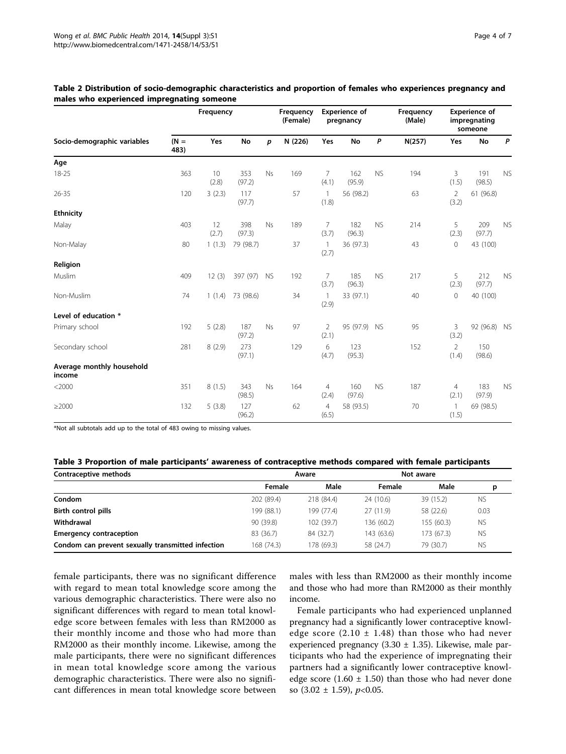**Table 2 Distribution of socio-demographic characteristics and proportion of females who experiences pregnancy and males who experienced impregnating someone**

| | Frequency | | | | Frequency (Female) | Experience of pregnancy | | | Frequency (Male) | Experience of impregnating someone | | |
|---|---|---|---|---|---|---|---|---|---|---|---|---|
| Socio-demographic variables | (N = 483) | Yes | No | *p* | N (226) | Yes | No | *P* | N(257) | Yes | No | *P* |
| **Age** | | | | | | | | | | | | |
| 18-25 | 363 | 10 (2.8) | 353 (97.2) | Ns | 169 | 7 (4.1) | 162 (95.9) | NS | 194 | 3 (1.5) | 191 (98.5) | NS |
| 26-35 | 120 | 3 (2.3) | 117 (97.7) | | 57 | 1 (1.8) | 56 (98.2) | | 63 | 2 (3.2) | 61 (96.8) | |
| **Ethnicity** | | | | | | | | | | | | |
| Malay | 403 | 12 (2.7) | 398 (97.3) | Ns | 189 | 7 (3.7) | 182 (96.3) | NS | 214 | 5 (2.3) | 209 (97.7) | NS |
| Non-Malay | 80 | 1 (1.3) | 79 (98.7) | | 37 | 1 (2.7) | 36 (97.3) | | 43 | 0 | 43 (100) | |
| **Religion** | | | | | | | | | | | | |
| Muslim | 409 | 12 (3) | 397 (97) | NS | 192 | 7 (3.7) | 185 (96.3) | NS | 217 | 5 (2.3) | 212 (97.7) | NS |
| Non-Muslim | 74 | 1 (1.4) | 73 (98.6) | | 34 | 1 (2.9) | 33 (97.1) | | 40 | 0 | 40 (100) | |
| **Level of education** * | | | | | | | | | | | | |
| Primary school | 192 | 5 (2.8) | 187 (97.2) | Ns | 97 | 2 (2.1) | 95 (97.9) | NS | 95 | 3 (3.2) | 92 (96.8) | NS |
| Secondary school | 281 | 8 (2.9) | 273 (97.1) | | 129 | 6 (4.7) | 123 (95.3) | | 152 | 2 (1.4) | 150 (98.6) | |
| **Average monthly household income** | | | | | | | | | | | | |
| <2000 | 351 | 8 (1.5) | 343 (98.5) | Ns | 164 | 4 (2.4) | 160 (97.6) | NS | 187 | 4 (2.1) | 183 (97.9) | NS |
| ≥2000 | 132 | 5 (3.8) | 127 (96.2) | | 62 | 4 (6.5) | 58 (93.5) | | 70 | 1 (1.5) | 69 (98.5) | |

*Not all subtotals add up to the total of 483 owing to missing values.

**Table 3 Proportion of male participants' awareness of contraceptive methods compared with female participants**

| Contraceptive methods | Aware | | Not aware | | |
|---|---|---|---|---|---|
| | Female | Male | Female | Male | p |
| **Condom** | 202 (89.4) | 218 (84.4) | 24 (10.6) | 39 (15.2) | NS |
| **Birth control pills** | 199 (88.1) | 199 (77.4) | 27 (11.9) | 58 (22.6) | 0.03 |
| **Withdrawal** | 90 (39.8) | 102 (39.7) | 136 (60.2) | 155 (60.3) | NS |
| **Emergency contraception** | 83 (36.7) | 84 (32.7) | 143 (63.6) | 173 (67.3) | NS |
| **Condom can prevent sexually transmitted infection** | 168 (74.3) | 178 (69.3) | 58 (24.7) | 79 (30.7) | NS |

female participants, there was no significant difference with regard to mean total knowledge score among the various demographic characteristics. There were also no significant differences with regard to mean total knowledge score between females with less than RM2000 as their monthly income and those who had more than RM2000 as their monthly income. Likewise, among the male participants, there were no significant differences in mean total knowledge score among the various demographic characteristics. There were also no significant differences in mean total knowledge score between males with less than RM2000 as their monthly income and those who had more than RM2000 as their monthly income.

Female participants who had experienced unplanned pregnancy had a significantly lower contraceptive knowledge score ($2.10 \pm 1.48$) than those who had never experienced pregnancy ($3.30 \pm 1.35$). Likewise, male participants who had the experience of impregnating their partners had a significantly lower contraceptive knowledge score ($1.60 \pm 1.50$) than those who had never done so ($3.02 \pm 1.59$), $p<0.05$.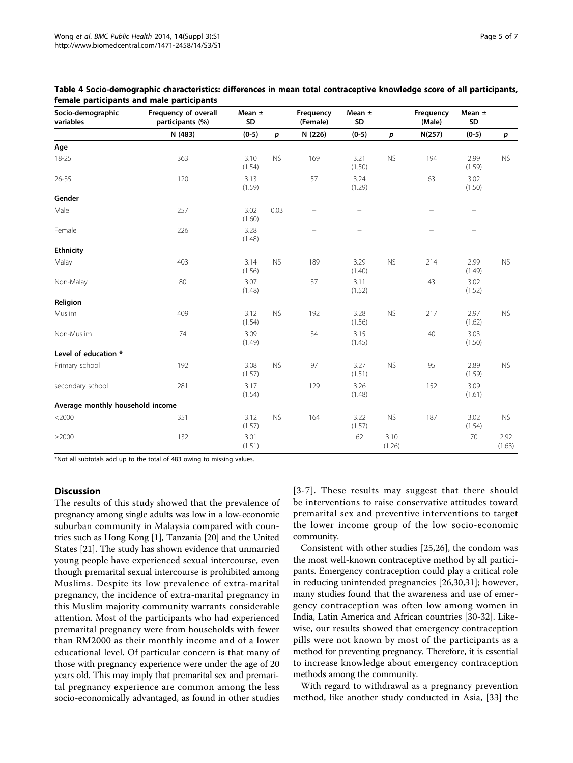**Table 4 Socio-demographic characteristics: differences in mean total contraceptive knowledge score of all participants, female participants and male participants**

| Socio-demographic variables | Frequency of overall participants (%) | Mean ± SD | | Frequency (Female) | Mean ± SD | | Frequency (Male) | Mean ± SD | |
|---|---|---|---|---|---|---|---|---|---|
| | N (483) | (0-5) | *p* | N (226) | (0-5) | *p* | N(257) | (0-5) | *p* |
| **Age** | | | | | | | | | |
| 18-25 | 363 | 3.10 (1.54) | NS | 169 | 3.21 (1.50) | NS | 194 | 2.99 (1.59) | NS |
| 26-35 | 120 | 3.13 (1.59) | | 57 | 3.24 (1.29) | | 63 | 3.02 (1.50) | |
| **Gender** | | | | | | | | | |
| Male | 257 | 3.02 (1.60) | 0.03 | – | – | | – | – | |
| Female | 226 | 3.28 (1.48) | | – | – | | – | – | |
| **Ethnicity** | | | | | | | | | |
| Malay | 403 | 3.14 (1.56) | NS | 189 | 3.29 (1.40) | NS | 214 | 2.99 (1.49) | NS |
| Non-Malay | 80 | 3.07 (1.48) | | 37 | 3.11 (1.52) | | 43 | 3.02 (1.52) | |
| **Religion** | | | | | | | | | |
| Muslim | 409 | 3.12 (1.54) | NS | 192 | 3.28 (1.56) | NS | 217 | 2.97 (1.62) | NS |
| Non-Muslim | 74 | 3.09 (1.49) | | 34 | 3.15 (1.45) | | 40 | 3.03 (1.50) | |
| **Level of education \*** | | | | | | | | | |
| Primary school | 192 | 3.08 (1.57) | NS | 97 | 3.27 (1.51) | NS | 95 | 2.89 (1.59) | NS |
| secondary school | 281 | 3.17 (1.54) | | 129 | 3.26 (1.48) | | 152 | 3.09 (1.61) | |
| **Average monthly household income** | | | | | | | | | |
| <2000 | 351 | 3.12 (1.57) | NS | 164 | 3.22 (1.57) | NS | 187 | 3.02 (1.54) | NS |
| ≥2000 | 132 | 3.01 (1.51) | | 62 | 3.10 (1.26) | | 70 | 2.92 (1.63) | |

*Not all subtotals add up to the total of 483 owing to missing values.

## Discussion

The results of this study showed that the prevalence of pregnancy among single adults was low in a low-economic suburban community in Malaysia compared with countries such as Hong Kong [1], Tanzania [20] and the United States [21]. The study has shown evidence that unmarried young people have experienced sexual intercourse, even though premarital sexual intercourse is prohibited among Muslims. Despite its low prevalence of extra-marital pregnancy, the incidence of extra-marital pregnancy in this Muslim majority community warrants considerable attention. Most of the participants who had experienced premarital pregnancy were from households with fewer than RM2000 as their monthly income and of a lower educational level. Of particular concern is that many of those with pregnancy experience were under the age of 20 years old. This may imply that premarital sex and premarital pregnancy experience are common among the less socio-economically advantaged, as found in other studies [3-7]. These results may suggest that there should be interventions to raise conservative attitudes toward premarital sex and preventive interventions to target the lower income group of the low socio-economic community.

Consistent with other studies [25,26], the condom was the most well-known contraceptive method by all participants. Emergency contraception could play a critical role in reducing unintended pregnancies [26,30,31]; however, many studies found that the awareness and use of emergency contraception was often low among women in India, Latin America and African countries [30-32]. Likewise, our results showed that emergency contraception pills were not known by most of the participants as a method for preventing pregnancy. Therefore, it is essential to increase knowledge about emergency contraception methods among the community.

With regard to withdrawal as a pregnancy prevention method, like another study conducted in Asia, [33] the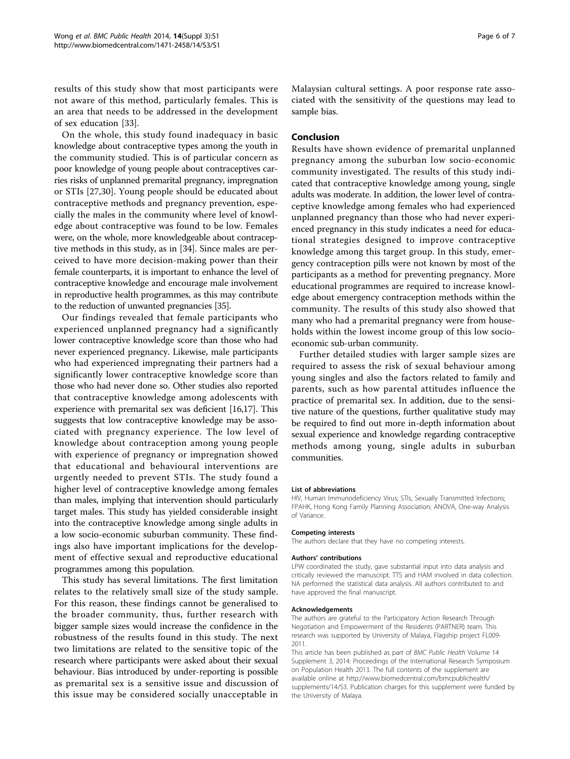results of this study show that most participants were not aware of this method, particularly females. This is an area that needs to be addressed in the development of sex education [33].

On the whole, this study found inadequacy in basic knowledge about contraceptive types among the youth in the community studied. This is of particular concern as poor knowledge of young people about contraceptives carries risks of unplanned premarital pregnancy, impregnation or STIs [27,30]. Young people should be educated about contraceptive methods and pregnancy prevention, especially the males in the community where level of knowledge about contraceptive was found to be low. Females were, on the whole, more knowledgeable about contraceptive methods in this study, as in [34]. Since males are perceived to have more decision-making power than their female counterparts, it is important to enhance the level of contraceptive knowledge and encourage male involvement in reproductive health programmes, as this may contribute to the reduction of unwanted pregnancies [35].

Our findings revealed that female participants who experienced unplanned pregnancy had a significantly lower contraceptive knowledge score than those who had never experienced pregnancy. Likewise, male participants who had experienced impregnating their partners had a significantly lower contraceptive knowledge score than those who had never done so. Other studies also reported that contraceptive knowledge among adolescents with experience with premarital sex was deficient [16,17]. This suggests that low contraceptive knowledge may be associated with pregnancy experience. The low level of knowledge about contraception among young people with experience of pregnancy or impregnation showed that educational and behavioural interventions are urgently needed to prevent STIs. The study found a higher level of contraceptive knowledge among females than males, implying that intervention should particularly target males. This study has yielded considerable insight into the contraceptive knowledge among single adults in a low socio-economic suburban community. These findings also have important implications for the development of effective sexual and reproductive educational programmes among this population.

This study has several limitations. The first limitation relates to the relatively small size of the study sample. For this reason, these findings cannot be generalised to the broader community, thus, further research with bigger sample sizes would increase the confidence in the robustness of the results found in this study. The next two limitations are related to the sensitive topic of the research where participants were asked about their sexual behaviour. Bias introduced by under-reporting is possible as premarital sex is a sensitive issue and discussion of this issue may be considered socially unacceptable in Malaysian cultural settings. A poor response rate associated with the sensitivity of the questions may lead to sample bias.

## Conclusion

Results have shown evidence of premarital unplanned pregnancy among the suburban low socio-economic community investigated. The results of this study indicated that contraceptive knowledge among young, single adults was moderate. In addition, the lower level of contraceptive knowledge among females who had experienced unplanned pregnancy than those who had never experienced pregnancy in this study indicates a need for educational strategies designed to improve contraceptive knowledge among this target group. In this study, emergency contraception pills were not known by most of the participants as a method for preventing pregnancy. More educational programmes are required to increase knowledge about emergency contraception methods within the community. The results of this study also showed that many who had a premarital pregnancy were from households within the lowest income group of this low socio-economic sub-urban community.

Further detailed studies with larger sample sizes are required to assess the risk of sexual behaviour among young singles and also the factors related to family and parents, such as how parental attitudes influence the practice of premarital sex. In addition, due to the sensitive nature of the questions, further qualitative study may be required to find out more in-depth information about sexual experience and knowledge regarding contraceptive methods among young, single adults in suburban communities.

#### List of abbreviations

HIV, Human Immunodeficiency Virus; STIs, Sexually Transmitted Infections; FPAHK, Hong Kong Family Planning Association; ANOVA, One-way Analysis of Variance.

#### Competing interests

The authors declare that they have no competing interests.

#### Authors' contributions

LPW coordinated the study, gave substantial input into data analysis and critically reviewed the manuscript. TTS and HAM involved in data collection. NA performed the statistical data analysis. All authors contributed to and have approved the final manuscript.

#### Acknowledgements

The authors are grateful to the Participatory Action Research Through Negotiation and Empowerment of the Residents (PARTNER) team. This research was supported by University of Malaya, Flagship project FL009-2011.

This article has been published as part of *BMC Public Health* Volume 14 Supplement 3, 2014: Proceedings of the International Research Symposium on Population Health 2013. The full contents of the supplement are available online at http://www.biomedcentral.com/bmcpublichealth/supplements/14/S3. Publication charges for this supplement were funded by the University of Malaya.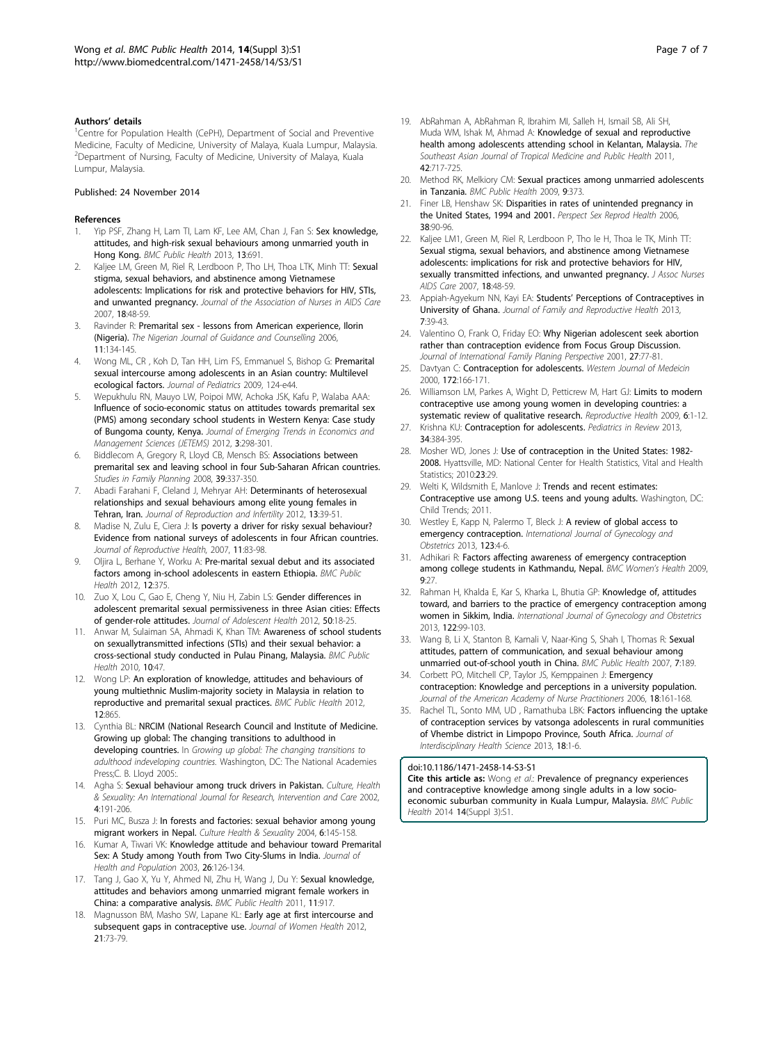#### Authors' details

[1]Centre for Population Health (CePH), Department of Social and Preventive Medicine, Faculty of Medicine, University of Malaya, Kuala Lumpur, Malaysia. [2]Department of Nursing, Faculty of Medicine, University of Malaya, Kuala Lumpur, Malaysia.

Published: 24 November 2014

#### References

1. Yip PSF, Zhang H, Lam TI, Lam KF, Lee AM, Chan J, Fan S: **Sex knowledge, attitudes, and high-risk sexual behaviours among unmarried youth in Hong Kong.** *BMC Public Health* 2013, **13**:691.
2. Kaljee LM, Green M, Riel R, Lerdboon P, Tho LH, Thoa LTK, Minh TT: **Sexual stigma, sexual behaviors, and abstinence among Vietnamese adolescents: Implications for risk and protective behaviors for HIV, STIs, and unwanted pregnancy.** *Journal of the Association of Nurses in AIDS Care* 2007, **18**:48-59.
3. Ravinder R: **Premarital sex - lessons from American experience, Ilorin (Nigeria).** *The Nigerian Journal of Guidance and Counselling* 2006, **11**:134-145.
4. Wong ML, CR , Koh D, Tan HH, Lim FS, Emmanuel S, Bishop G: **Premarital sexual intercourse among adolescents in an Asian country: Multilevel ecological factors.** *Journal of Pediatrics* 2009, 124-e44.
5. Wepukhulu RN, Mauyo LW, Poipoi MW, Achoka JSK, Kafu P, Walaba AAA: **Influence of socio-economic status on attitudes towards premarital sex (PMS) among secondary school students in Western Kenya: Case study of Bungoma county, Kenya.** *Journal of Emerging Trends in Economics and Management Sciences (JETEMS)* 2012, **3**:298-301.
6. Biddlecom A, Gregory R, Lloyd CB, Mensch BS: **Associations between premarital sex and leaving school in four Sub-Saharan African countries.** *Studies in Family Planning* 2008, **39**:337-350.
7. Abadi Farahani F, Cleland J, Mehryar AH: **Determinants of heterosexual relationships and sexual behaviours among elite young females in Tehran, Iran.** *Journal of Reproduction and Infertility* 2012, **13**:39-51.
8. Madise N, Zulu E, Ciera J: **Is poverty a driver for risky sexual behaviour? Evidence from national surveys of adolescents in four African countries.** *Journal of Reproductive Health,* 2007, **11**:83-98.
9. Oljira L, Berhane Y, Worku A: **Pre-marital sexual debut and its associated factors among in-school adolescents in eastern Ethiopia.** *BMC Public Health* 2012, **12**:375.
10. Zuo X, Lou C, Gao E, Cheng Y, Niu H, Zabin LS: **Gender differences in adolescent premarital sexual permissiveness in three Asian cities: Effects of gender-role attitudes.** *Journal of Adolescent Health* 2012, **50**:18-25.
11. Anwar M, Sulaiman SA, Ahmadi K, Khan TM: **Awareness of school students on sexuallytransmitted infections (STIs) and their sexual behavior: a cross-sectional study conducted in Pulau Pinang, Malaysia.** *BMC Public Health* 2010, **10**:47.
12. Wong LP: **An exploration of knowledge, attitudes and behaviours of young multiethnic Muslim-majority society in Malaysia in relation to reproductive and premarital sexual practices.** *BMC Public Health* 2012, **12**:865.
13. Cynthia BL: **NRCIM (National Research Council and Institute of Medicine. Growing up global: The changing transitions to adulthood in developing countries.** In *Growing up global: The changing transitions to adulthood indeveloping countries.* Washington, DC: The National Academies Press;C. B. Lloyd 2005:.
14. Agha S: **Sexual behaviour among truck drivers in Pakistan.** *Culture, Health & Sexuality: An International Journal for Research, Intervention and Care* 2002, **4**:191-206.
15. Puri MC, Busza J: **In forests and factories: sexual behavior among young migrant workers in Nepal.** *Culture Health & Sexuality* 2004, **6**:145-158.
16. Kumar A, Tiwari VK: **Knowledge attitude and behaviour toward Premarital Sex: A Study among Youth from Two City-Slums in India.** *Journal of Health and Population* 2003, **26**:126-134.
17. Tang J, Gao X, Yu Y, Ahmed NI, Zhu H, Wang J, Du Y: **Sexual knowledge, attitudes and behaviors among unmarried migrant female workers in China: a comparative analysis.** *BMC Public Health* 2011, **11**:917.
18. Magnusson BM, Masho SW, Lapane KL: **Early age at first intercourse and subsequent gaps in contraceptive use.** *Journal of Women Health* 2012, **21**:73-79.
19. AbRahman A, AbRahman R, Ibrahim MI, Salleh H, Ismail SB, Ali SH, Muda WM, Ishak M, Ahmad A: **Knowledge of sexual and reproductive health among adolescents attending school in Kelantan, Malaysia.** *The Southeast Asian Journal of Tropical Medicine and Public Health* 2011, **42**:717-725.
20. Method RK, Melkiory CM: **Sexual practices among unmarried adolescents in Tanzania.** *BMC Public Health* 2009, **9**:373.
21. Finer LB, Henshaw SK: **Disparities in rates of unintended pregnancy in the United States, 1994 and 2001.** *Perspect Sex Reprod Health* 2006, **38**:90-96.
22. Kaljee LM1, Green M, Riel R, Lerdboon P, Tho le H, Thoa le TK, Minh TT: **Sexual stigma, sexual behaviors, and abstinence among Vietnamese adolescents: implications for risk and protective behaviors for HIV, sexually transmitted infections, and unwanted pregnancy.** *J Assoc Nurses AIDS Care* 2007, **18**:48-59.
23. Appiah-Agyekum NN, Kayi EA: **Students' Perceptions of Contraceptives in University of Ghana.** *Journal of Family and Reproductive Health* 2013, **7**:39-43.
24. Valentino O, Frank O, Friday EO: **Why Nigerian adolescent seek abortion rather than contraception evidence from Focus Group Discussion.** *Journal of International Family Planing Perspective* 2001, **27**:77-81.
25. Davtyan C: **Contraception for adolescents.** *Western Journal of Medeicin* 2000, **172**:166-171.
26. Williamson LM, Parkes A, Wight D, Petticrew M, Hart GJ: **Limits to modern contraceptive use among young women in developing countries: a systematic review of qualitative research.** *Reproductive Health* 2009, **6**:1-12.
27. Krishna KU: **Contraception for adolescents.** *Pediatrics in Review* 2013, **34**:384-395.
28. Mosher WD, Jones J: **Use of contraception in the United States: 1982-2008.** Hyattsville, MD: National Center for Health Statistics, Vital and Health Statistics; 2010:**23**:29.
29. Welti K, Wildsmith E, Manlove J: **Trends and recent estimates: Contraceptive use among U.S. teens and young adults.** Washington, DC: Child Trends; 2011.
30. Westley E, Kapp N, Palermo T, Bleck J: **A review of global access to emergency contraception.** *International Journal of Gynecology and Obstetrics* 2013, **123**:4-6.
31. Adhikari R: **Factors affecting awareness of emergency contraception among college students in Kathmandu, Nepal.** *BMC Women's Health* 2009, **9**:27.
32. Rahman H, Khalda E, Kar S, Kharka L, Bhutia GP: **Knowledge of, attitudes toward, and barriers to the practice of emergency contraception among women in Sikkim, India.** *International Journal of Gynecology and Obstetrics* 2013, **122**:99-103.
33. Wang B, Li X, Stanton B, Kamali V, Naar-King S, Shah I, Thomas R: **Sexual attitudes, pattern of communication, and sexual behaviour among unmarried out-of-school youth in China.** *BMC Public Health* 2007, **7**:189.
34. Corbett PO, Mitchell CP, Taylor JS, Kemppainen J: **Emergency contraception: Knowledge and perceptions in a university population.** *Journal of the American Academy of Nurse Practitioners* 2006, **18**:161-168.
35. Rachel TL, Sonto MM, UD , Ramathuba LBK: **Factors influencing the uptake of contraception services by vatsonga adolescents in rural communities of Vhembe district in Limpopo Province, South Africa.** *Journal of Interdisciplinary Health Science* 2013, **18**:1-6.

doi:10.1186/1471-2458-14-S3-S1

**Cite this article as:** Wong *et al.*: Prevalence of pregnancy experiences and contraceptive knowledge among single adults in a low socio-economic suburban community in Kuala Lumpur, Malaysia. *BMC Public Health* 2014 **14**(Suppl 3):S1.